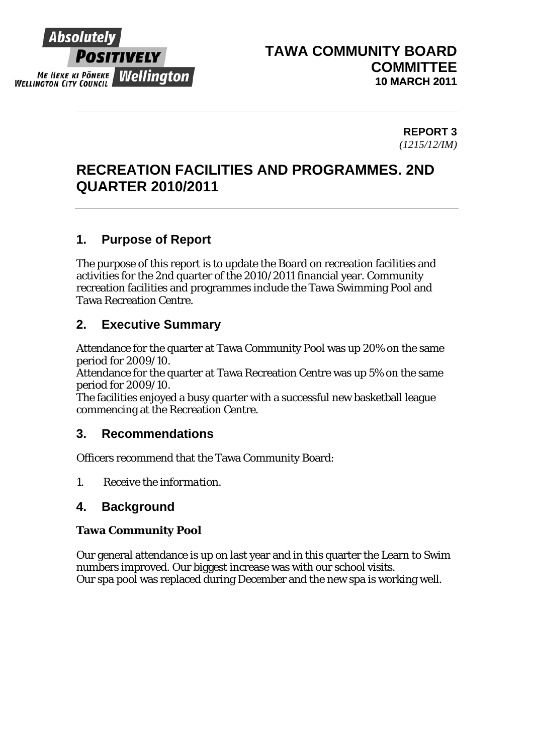**TAWA COMMUNITY BOARD COMMITTEE**
**10 MARCH 2011**

**REPORT 3**
*(1215/12/IM)*

# RECREATION FACILITIES AND PROGRAMMES. 2ND QUARTER 2010/2011

## 1. Purpose of Report

The purpose of this report is to update the Board on recreation facilities and activities for the 2nd quarter of the 2010/2011 financial year. Community recreation facilities and programmes include the Tawa Swimming Pool and Tawa Recreation Centre.

## 2. Executive Summary

Attendance for the quarter at Tawa Community Pool was up 20% on the same period for 2009/10.
Attendance for the quarter at Tawa Recreation Centre was up 5% on the same period for 2009/10.
The facilities enjoyed a busy quarter with a successful new basketball league commencing at the Recreation Centre.

## 3. Recommendations

Officers recommend that the Tawa Community Board:

1. *Receive the information.*

## 4. Background

**Tawa Community Pool**

Our general attendance is up on last year and in this quarter the Learn to Swim numbers improved. Our biggest increase was with our school visits.
Our spa pool was replaced during December and the new spa is working well.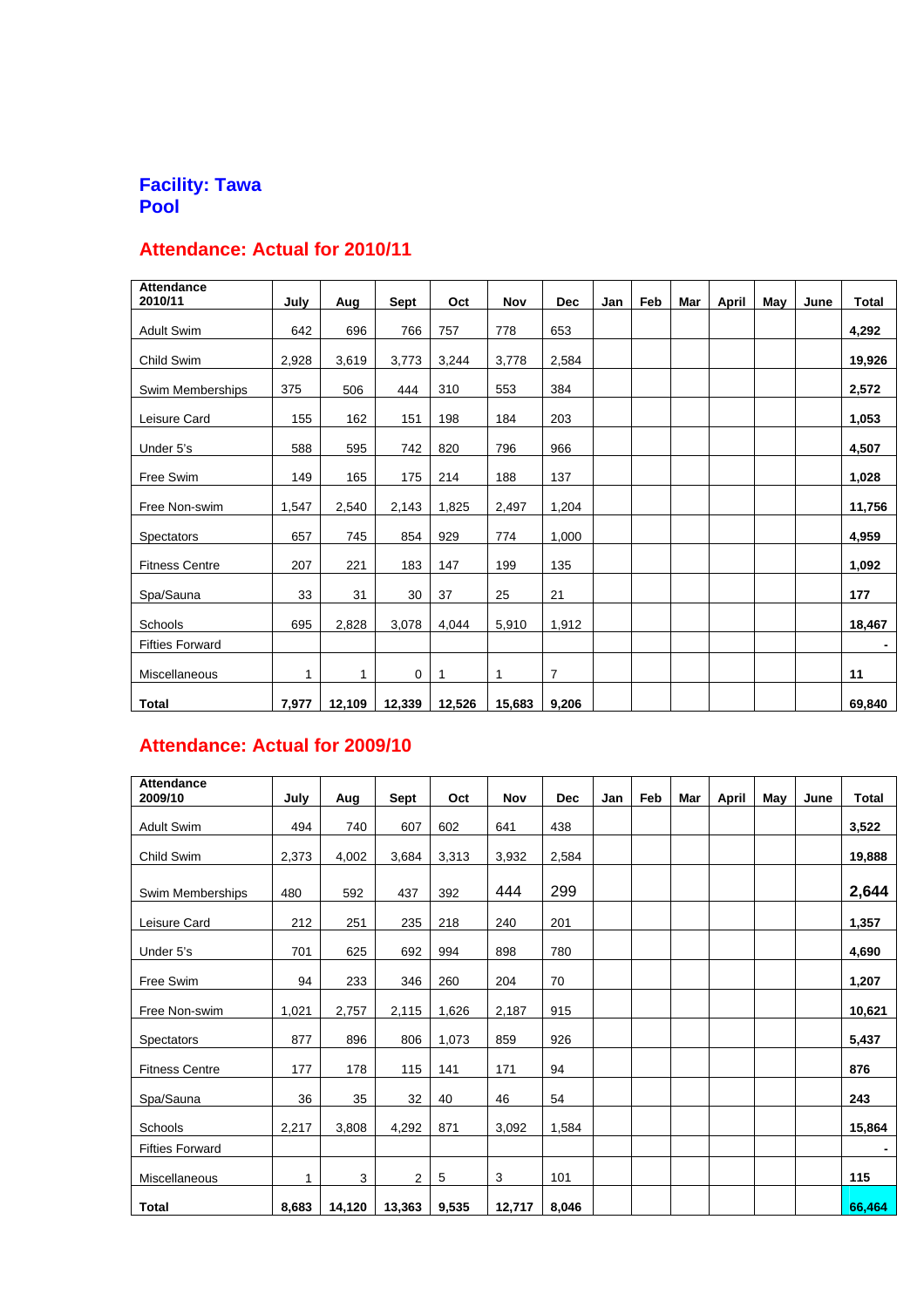## Facility: Tawa Pool

## Attendance: Actual for 2010/11

| Attendance 2010/11 | July | Aug | Sept | Oct | Nov | Dec | Jan | Feb | Mar | April | May | June | Total |
|---|---|---|---|---|---|---|---|---|---|---|---|---|---|
| Adult Swim | 642 | 696 | 766 | 757 | 778 | 653 | | | | | | | **4,292** |
| Child Swim | 2,928 | 3,619 | 3,773 | 3,244 | 3,778 | 2,584 | | | | | | | **19,926** |
| Swim Memberships | 375 | 506 | 444 | 310 | 553 | 384 | | | | | | | **2,572** |
| Leisure Card | 155 | 162 | 151 | 198 | 184 | 203 | | | | | | | **1,053** |
| Under 5's | 588 | 595 | 742 | 820 | 796 | 966 | | | | | | | **4,507** |
| Free Swim | 149 | 165 | 175 | 214 | 188 | 137 | | | | | | | **1,028** |
| Free Non-swim | 1,547 | 2,540 | 2,143 | 1,825 | 2,497 | 1,204 | | | | | | | **11,756** |
| Spectators | 657 | 745 | 854 | 929 | 774 | 1,000 | | | | | | | **4,959** |
| Fitness Centre | 207 | 221 | 183 | 147 | 199 | 135 | | | | | | | **1,092** |
| Spa/Sauna | 33 | 31 | 30 | 37 | 25 | 21 | | | | | | | **177** |
| Schools | 695 | 2,828 | 3,078 | 4,044 | 5,910 | 1,912 | | | | | | | **18,467** |
| Fifties Forward | | | | | | | | | | | | | **-** |
| Miscellaneous | 1 | 1 | 0 | 1 | 1 | 7 | | | | | | | **11** |
| **Total** | **7,977** | **12,109** | **12,339** | **12,526** | **15,683** | **9,206** | | | | | | | **69,840** |

## Attendance: Actual for 2009/10

| Attendance 2009/10 | July | Aug | Sept | Oct | Nov | Dec | Jan | Feb | Mar | April | May | June | Total |
|---|---|---|---|---|---|---|---|---|---|---|---|---|---|
| Adult Swim | 494 | 740 | 607 | 602 | 641 | 438 | | | | | | | **3,522** |
| Child Swim | 2,373 | 4,002 | 3,684 | 3,313 | 3,932 | 2,584 | | | | | | | **19,888** |
| Swim Memberships | 480 | 592 | 437 | 392 | 444 | 299 | | | | | | | **2,644** |
| Leisure Card | 212 | 251 | 235 | 218 | 240 | 201 | | | | | | | **1,357** |
| Under 5's | 701 | 625 | 692 | 994 | 898 | 780 | | | | | | | **4,690** |
| Free Swim | 94 | 233 | 346 | 260 | 204 | 70 | | | | | | | **1,207** |
| Free Non-swim | 1,021 | 2,757 | 2,115 | 1,626 | 2,187 | 915 | | | | | | | **10,621** |
| Spectators | 877 | 896 | 806 | 1,073 | 859 | 926 | | | | | | | **5,437** |
| Fitness Centre | 177 | 178 | 115 | 141 | 171 | 94 | | | | | | | **876** |
| Spa/Sauna | 36 | 35 | 32 | 40 | 46 | 54 | | | | | | | **243** |
| Schools | 2,217 | 3,808 | 4,292 | 871 | 3,092 | 1,584 | | | | | | | **15,864** |
| Fifties Forward | | | | | | | | | | | | | **-** |
| Miscellaneous | 1 | 3 | 2 | 5 | 3 | 101 | | | | | | | **115** |
| **Total** | **8,683** | **14,120** | **13,363** | **9,535** | **12,717** | **8,046** | | | | | | | **66,464** |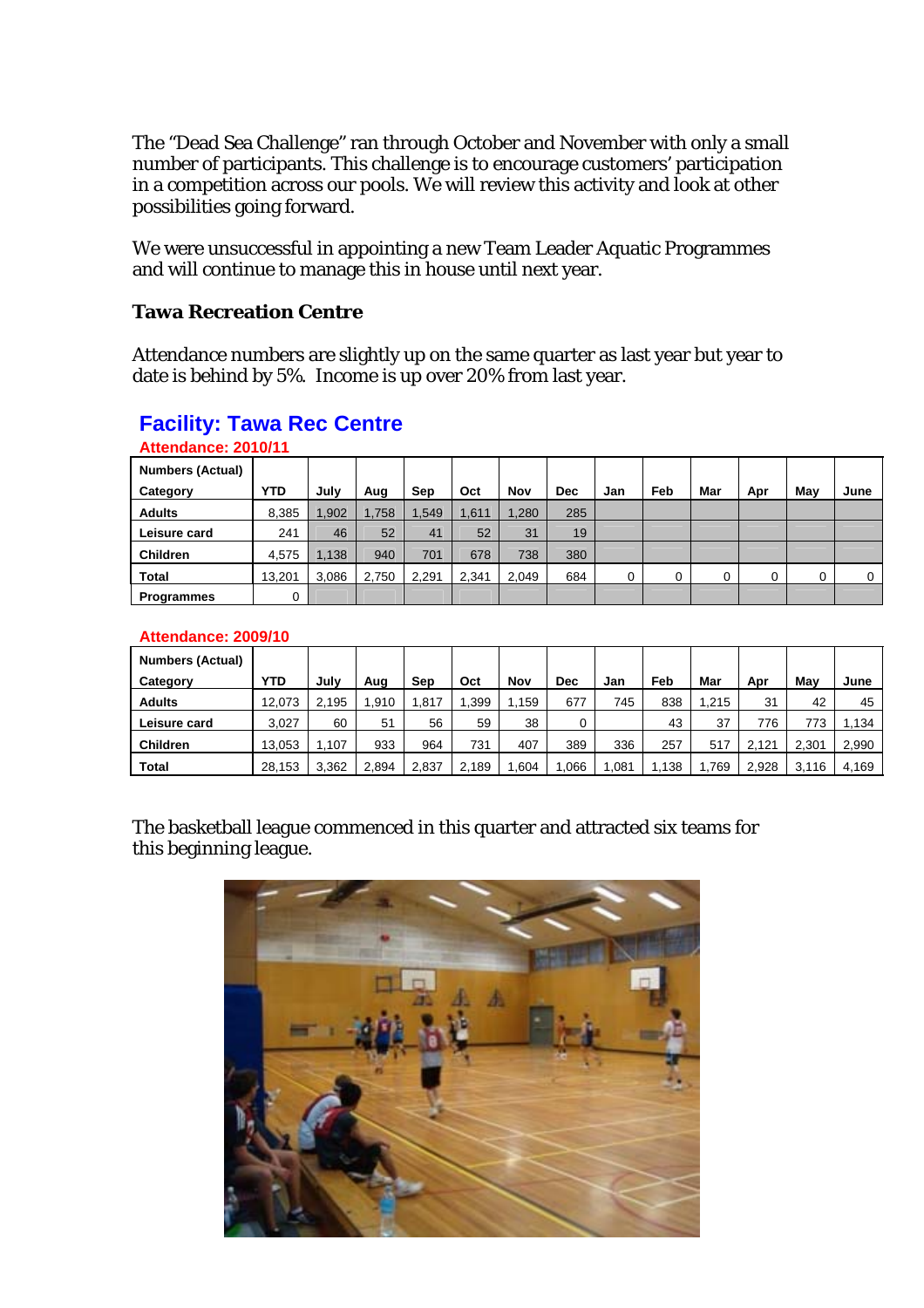The "Dead Sea Challenge" ran through October and November with only a small number of participants. This challenge is to encourage customers' participation in a competition across our pools. We will review this activity and look at other possibilities going forward.

We were unsuccessful in appointing a new Team Leader Aquatic Programmes and will continue to manage this in house until next year.

### Tawa Recreation Centre

Attendance numbers are slightly up on the same quarter as last year but year to date is behind by 5%. Income is up over 20% from last year.

## Facility: Tawa Rec Centre

**Attendance: 2010/11**

| Numbers (Actual) Category | YTD | July | Aug | Sep | Oct | Nov | Dec | Jan | Feb | Mar | Apr | May | June |
|---|---|---|---|---|---|---|---|---|---|---|---|---|---|
| Adults | 8,385 | 1,902 | 1,758 | 1,549 | 1,611 | 1,280 | 285 | | | | | | |
| Leisure card | 241 | 46 | 52 | 41 | 52 | 31 | 19 | | | | | | |
| Children | 4,575 | 1,138 | 940 | 701 | 678 | 738 | 380 | | | | | | |
| Total | 13,201 | 3,086 | 2,750 | 2,291 | 2,341 | 2,049 | 684 | 0 | 0 | 0 | 0 | 0 | 0 |
| Programmes | 0 | | | | | | | | | | | | |

**Attendance: 2009/10**

| Numbers (Actual) Category | YTD | July | Aug | Sep | Oct | Nov | Dec | Jan | Feb | Mar | Apr | May | June |
|---|---|---|---|---|---|---|---|---|---|---|---|---|---|
| Adults | 12,073 | 2,195 | 1,910 | 1,817 | 1,399 | 1,159 | 677 | 745 | 838 | 1,215 | 31 | 42 | 45 |
| Leisure card | 3,027 | 60 | 51 | 56 | 59 | 38 | 0 | | 43 | 37 | 776 | 773 | 1,134 |
| Children | 13,053 | 1,107 | 933 | 964 | 731 | 407 | 389 | 336 | 257 | 517 | 2,121 | 2,301 | 2,990 |
| Total | 28,153 | 3,362 | 2,894 | 2,837 | 2,189 | 1,604 | 1,066 | 1,081 | 1,138 | 1,769 | 2,928 | 3,116 | 4,169 |

The basketball league commenced in this quarter and attracted six teams for this beginning league.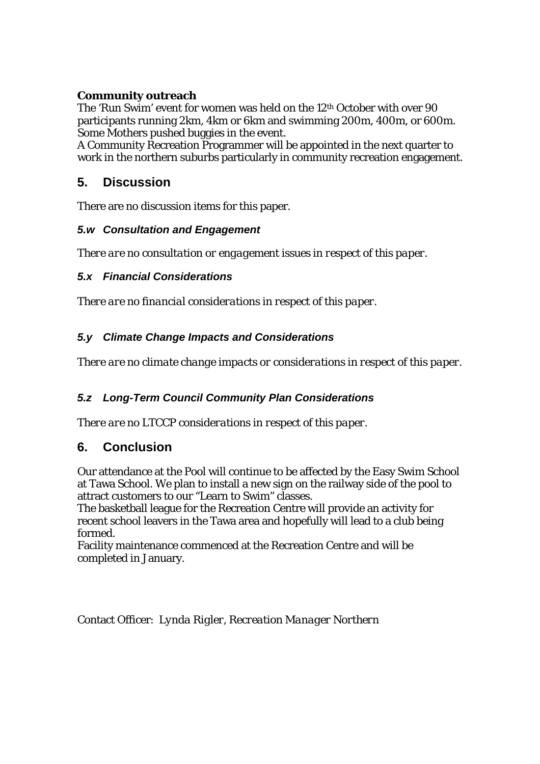**Community outreach**
The 'Run Swim' event for women was held on the 12th October with over 90 participants running 2km, 4km or 6km and swimming 200m, 400m, or 600m. Some Mothers pushed buggies in the event.
A Community Recreation Programmer will be appointed in the next quarter to work in the northern suburbs particularly in community recreation engagement.

## 5. Discussion

There are no discussion items for this paper.

### *5.w Consultation and Engagement*

*There are no consultation or engagement issues in respect of this paper.*

### *5.x Financial Considerations*

*There are no financial considerations in respect of this paper.*

### *5.y Climate Change Impacts and Considerations*

*There are no climate change impacts or considerations in respect of this paper.*

### *5.z Long-Term Council Community Plan Considerations*

*There are no LTCCP considerations in respect of this paper.*

## 6. Conclusion

Our attendance at the Pool will continue to be affected by the Easy Swim School at Tawa School. We plan to install a new sign on the railway side of the pool to attract customers to our "Learn to Swim" classes.
The basketball league for the Recreation Centre will provide an activity for recent school leavers in the Tawa area and hopefully will lead to a club being formed.
Facility maintenance commenced at the Recreation Centre and will be completed in January.

Contact Officer: *Lynda Rigler, Recreation Manager Northern*